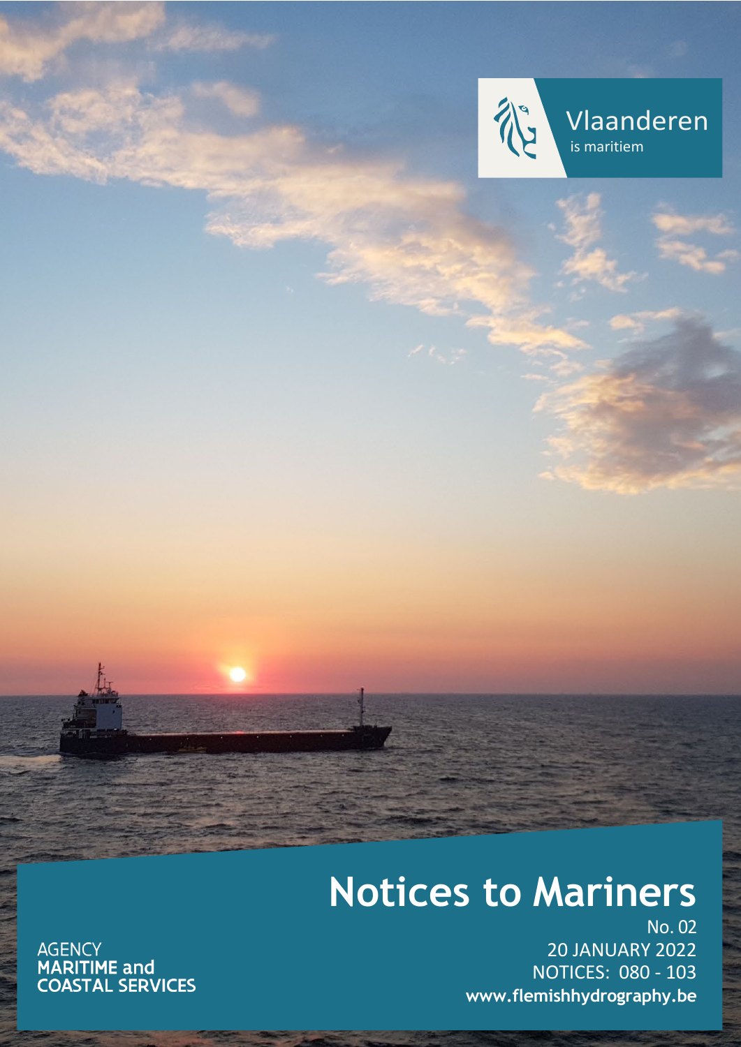Vlaanderen
is maritiem

# Notices to Mariners

No. 02
20 JANUARY 2022
NOTICES: 080 - 103
**www.flemishhydrography.be**

AGENCY
**MARITIME and COASTAL SERVICES**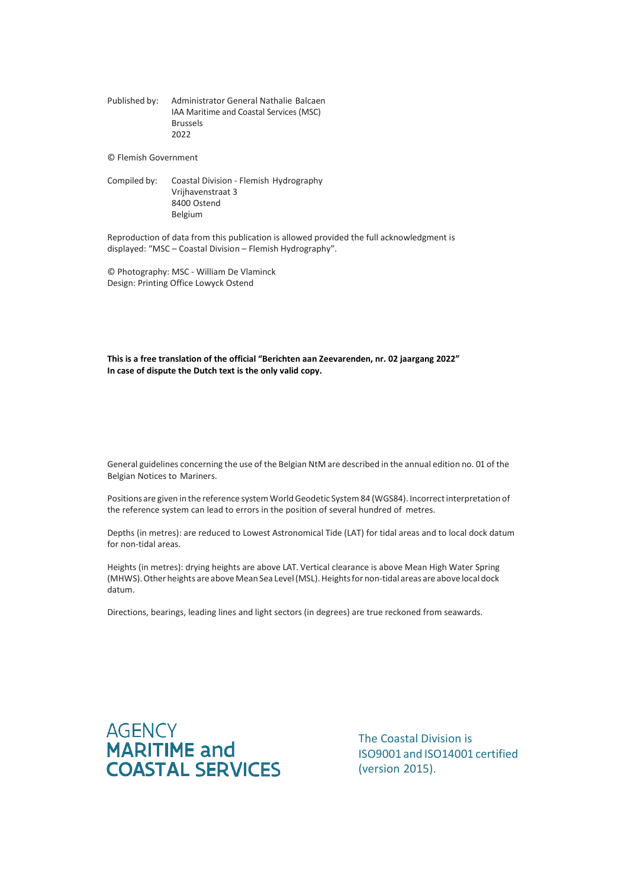Published by: Administrator General Nathalie Balcaen
IAA Maritime and Coastal Services (MSC)
Brussels
2022

© Flemish Government

Compiled by: Coastal Division - Flemish Hydrography
Vrijhavenstraat 3
8400 Ostend
Belgium

Reproduction of data from this publication is allowed provided the full acknowledgment is displayed: "MSC – Coastal Division – Flemish Hydrography".

© Photography: MSC - William De Vlaminck
Design: Printing Office Lowyck Ostend

**This is a free translation of the official "Berichten aan Zeevarenden, nr. 02 jaargang 2022"**
**In case of dispute the Dutch text is the only valid copy.**

General guidelines concerning the use of the Belgian NtM are described in the annual edition no. 01 of the Belgian Notices to Mariners.

Positions are given in the reference system World Geodetic System 84 (WGS84). Incorrect interpretation of the reference system can lead to errors in the position of several hundred of metres.

Depths (in metres): are reduced to Lowest Astronomical Tide (LAT) for tidal areas and to local dock datum for non-tidal areas.

Heights (in metres): drying heights are above LAT. Vertical clearance is above Mean High Water Spring (MHWS). Other heights are above Mean Sea Level (MSL). Heights for non-tidal areas are above local dock datum.

Directions, bearings, leading lines and light sectors (in degrees) are true reckoned from seawards.

AGENCY
**MARITIME and**
**COASTAL SERVICES**

The Coastal Division is ISO9001 and ISO14001 certified (version 2015).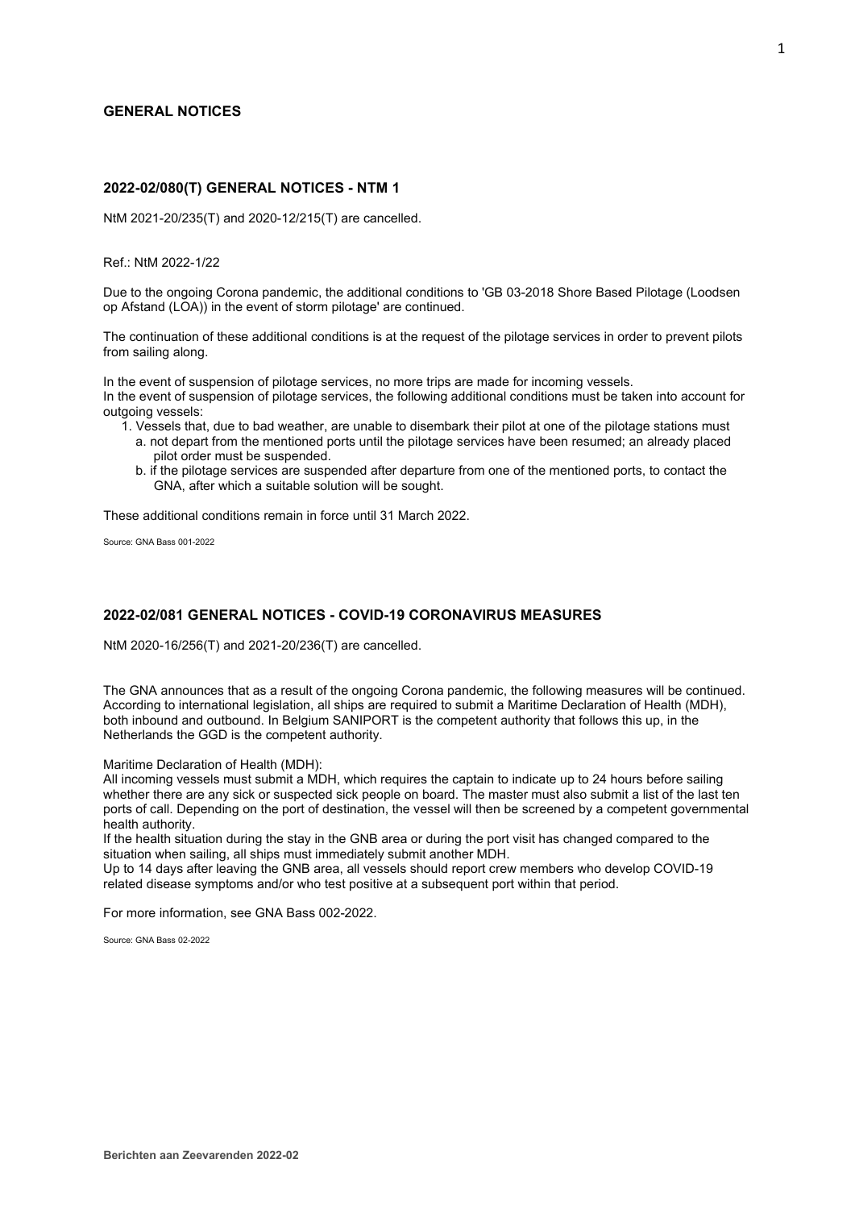## GENERAL NOTICES

### 2022-02/080(T) GENERAL NOTICES - NTM 1

NtM 2021-20/235(T) and 2020-12/215(T) are cancelled.

Ref.: NtM 2022-1/22

Due to the ongoing Corona pandemic, the additional conditions to 'GB 03-2018 Shore Based Pilotage (Loodsen op Afstand (LOA)) in the event of storm pilotage' are continued.

The continuation of these additional conditions is at the request of the pilotage services in order to prevent pilots from sailing along.

In the event of suspension of pilotage services, no more trips are made for incoming vessels.
In the event of suspension of pilotage services, the following additional conditions must be taken into account for outgoing vessels:

1. Vessels that, due to bad weather, are unable to disembark their pilot at one of the pilotage stations must
   a. not depart from the mentioned ports until the pilotage services have been resumed; an already placed pilot order must be suspended.
   b. if the pilotage services are suspended after departure from one of the mentioned ports, to contact the GNA, after which a suitable solution will be sought.

These additional conditions remain in force until 31 March 2022.

Source: GNA Bass 001-2022

### 2022-02/081 GENERAL NOTICES - COVID-19 CORONAVIRUS MEASURES

NtM 2020-16/256(T) and 2021-20/236(T) are cancelled.

The GNA announces that as a result of the ongoing Corona pandemic, the following measures will be continued. According to international legislation, all ships are required to submit a Maritime Declaration of Health (MDH), both inbound and outbound. In Belgium SANIPORT is the competent authority that follows this up, in the Netherlands the GGD is the competent authority.

Maritime Declaration of Health (MDH):
All incoming vessels must submit a MDH, which requires the captain to indicate up to 24 hours before sailing whether there are any sick or suspected sick people on board. The master must also submit a list of the last ten ports of call. Depending on the port of destination, the vessel will then be screened by a competent governmental health authority.
If the health situation during the stay in the GNB area or during the port visit has changed compared to the situation when sailing, all ships must immediately submit another MDH.
Up to 14 days after leaving the GNB area, all vessels should report crew members who develop COVID-19 related disease symptoms and/or who test positive at a subsequent port within that period.

For more information, see GNA Bass 002-2022.

Source: GNA Bass 02-2022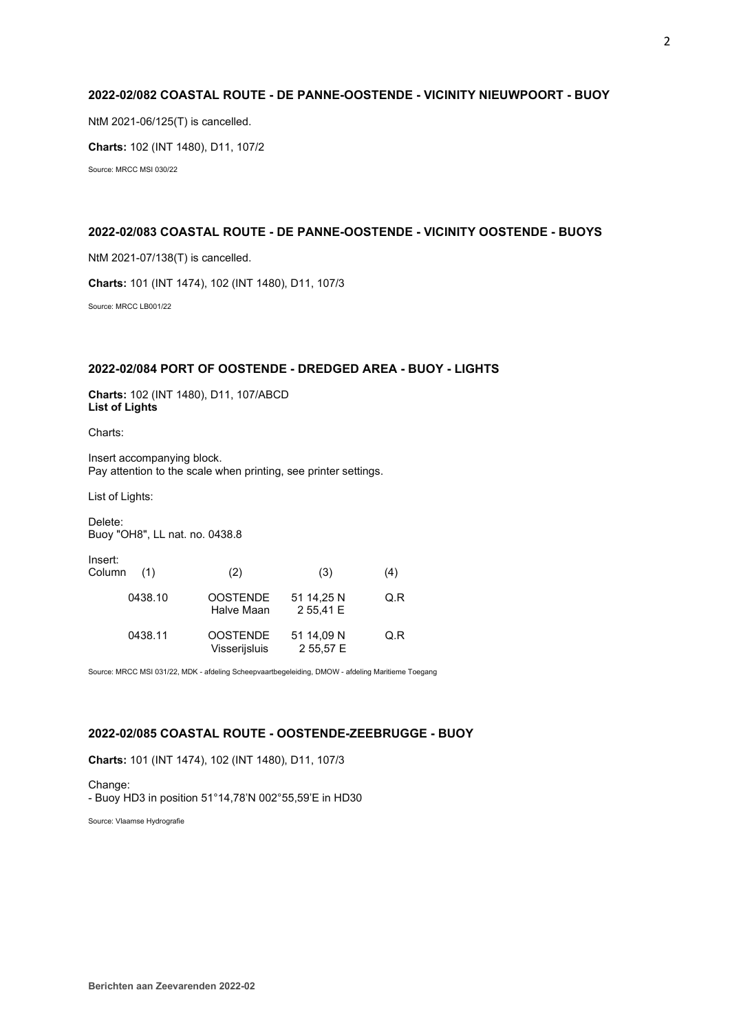### 2022-02/082 COASTAL ROUTE - DE PANNE-OOSTENDE - VICINITY NIEUWPOORT - BUOY

NtM 2021-06/125(T) is cancelled.

**Charts:** 102 (INT 1480), D11, 107/2

Source: MRCC MSI 030/22

### 2022-02/083 COASTAL ROUTE - DE PANNE-OOSTENDE - VICINITY OOSTENDE - BUOYS

NtM 2021-07/138(T) is cancelled.

**Charts:** 101 (INT 1474), 102 (INT 1480), D11, 107/3

Source: MRCC LB001/22

### 2022-02/084 PORT OF OOSTENDE - DREDGED AREA - BUOY - LIGHTS

**Charts:** 102 (INT 1480), D11, 107/ABCD
**List of Lights**

Charts:

Insert accompanying block.
Pay attention to the scale when printing, see printer settings.

List of Lights:

Delete:
Buoy "OH8", LL nat. no. 0438.8

Insert:

| Column (1) | (2) | (3) | (4) |
|---|---|---|---|
| 0438.10 | OOSTENDE Halve Maan | 51 14,25 N 2 55,41 E | Q.R |
| 0438.11 | OOSTENDE Visserijsluis | 51 14,09 N 2 55,57 E | Q.R |

Source: MRCC MSI 031/22, MDK - afdeling Scheepvaartbegeleiding, DMOW - afdeling Maritieme Toegang

### 2022-02/085 COASTAL ROUTE - OOSTENDE-ZEEBRUGGE - BUOY

**Charts:** 101 (INT 1474), 102 (INT 1480), D11, 107/3

Change:
- Buoy HD3 in position 51°14,78'N 002°55,59'E in HD30

Source: Vlaamse Hydrografie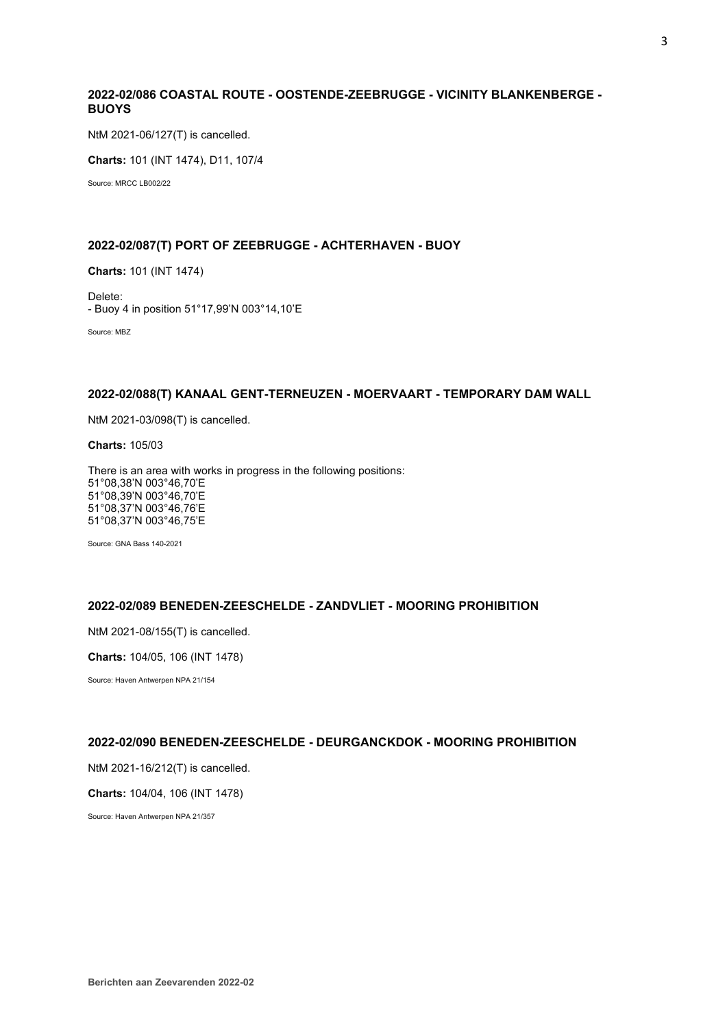### 2022-02/086 COASTAL ROUTE - OOSTENDE-ZEEBRUGGE - VICINITY BLANKENBERGE - BUOYS

NtM 2021-06/127(T) is cancelled.

**Charts:** 101 (INT 1474), D11, 107/4

Source: MRCC LB002/22

### 2022-02/087(T) PORT OF ZEEBRUGGE - ACHTERHAVEN - BUOY

**Charts:** 101 (INT 1474)

Delete:
- Buoy 4 in position 51°17,99'N 003°14,10'E

Source: MBZ

### 2022-02/088(T) KANAAL GENT-TERNEUZEN - MOERVAART - TEMPORARY DAM WALL

NtM 2021-03/098(T) is cancelled.

**Charts:** 105/03

There is an area with works in progress in the following positions:
51°08,38'N 003°46,70'E
51°08,39'N 003°46,70'E
51°08,37'N 003°46,76'E
51°08,37'N 003°46,75'E

Source: GNA Bass 140-2021

### 2022-02/089 BENEDEN-ZEESCHELDE - ZANDVLIET - MOORING PROHIBITION

NtM 2021-08/155(T) is cancelled.

**Charts:** 104/05, 106 (INT 1478)

Source: Haven Antwerpen NPA 21/154

### 2022-02/090 BENEDEN-ZEESCHELDE - DEURGANCKDOK - MOORING PROHIBITION

NtM 2021-16/212(T) is cancelled.

**Charts:** 104/04, 106 (INT 1478)

Source: Haven Antwerpen NPA 21/357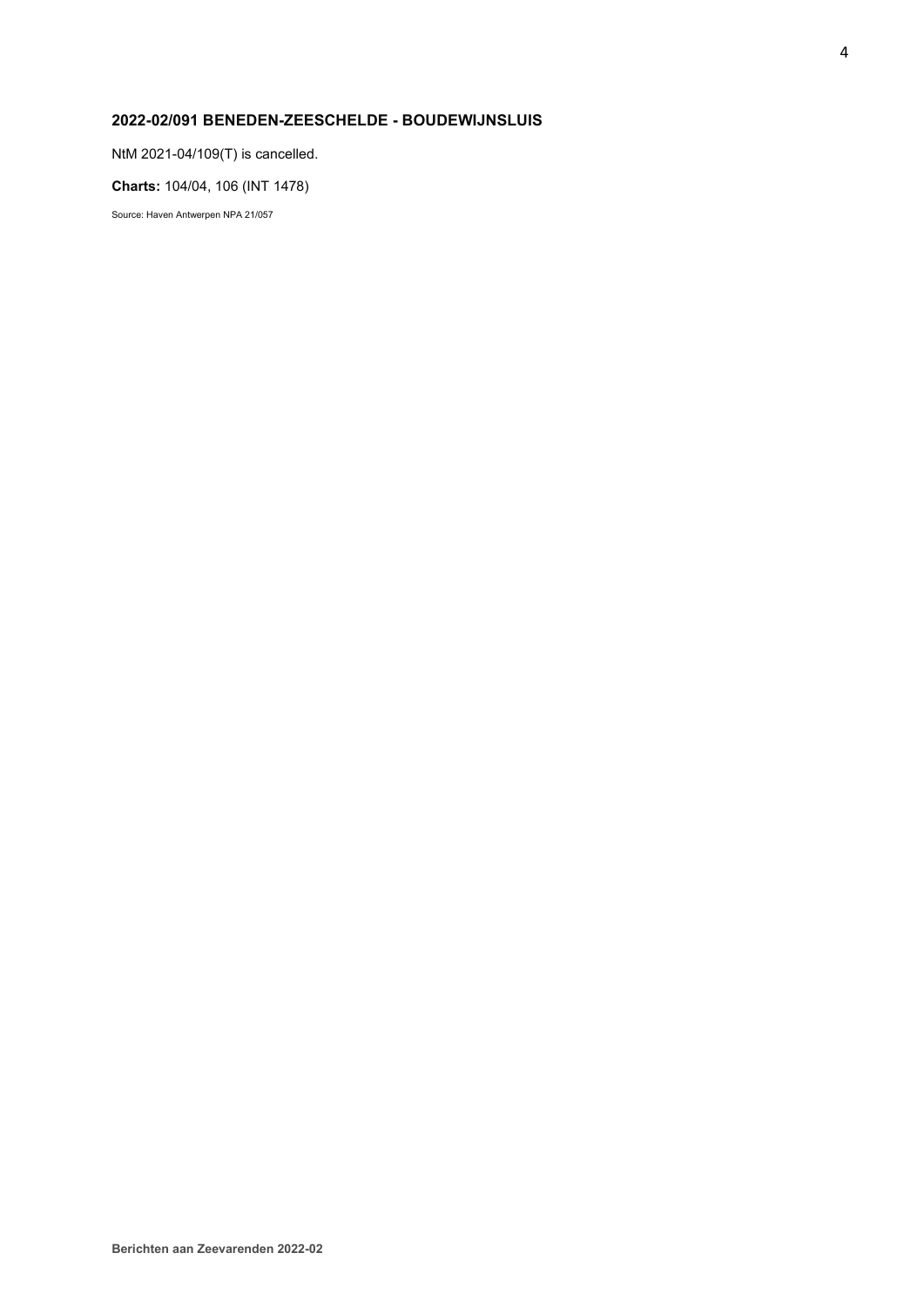### 2022-02/091 BENEDEN-ZEESCHELDE - BOUDEWIJNSLUIS

NtM 2021-04/109(T) is cancelled.

**Charts:** 104/04, 106 (INT 1478)

Source: Haven Antwerpen NPA 21/057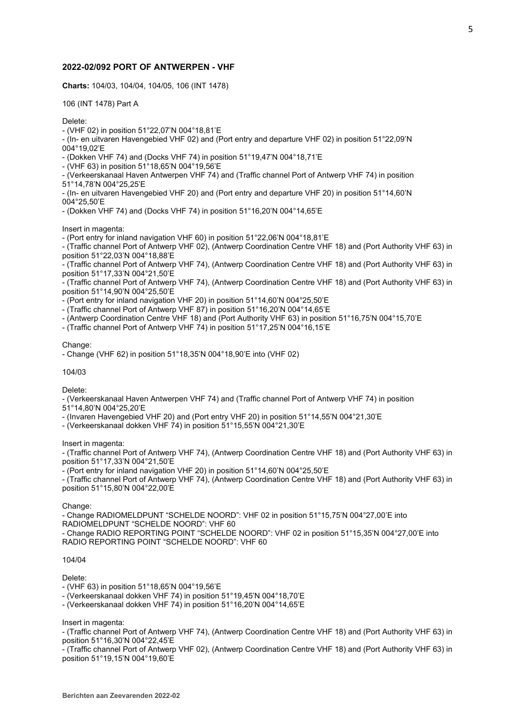## 2022-02/092 PORT OF ANTWERPEN - VHF

**Charts:** 104/03, 104/04, 104/05, 106 (INT 1478)

106 (INT 1478) Part A

Delete:

- (VHF 02) in position 51°22,07'N 004°18,81'E
- (In- en uitvaren Havengebied VHF 02) and (Port entry and departure VHF 02) in position 51°22,09'N 004°19,02'E
- (Dokken VHF 74) and (Docks VHF 74) in position 51°19,47'N 004°18,71'E
- (VHF 63) in position 51°18,65'N 004°19,56'E
- (Verkeerskanaal Haven Antwerpen VHF 74) and (Traffic channel Port of Antwerp VHF 74) in position 51°14,78'N 004°25,25'E
- (In- en uitvaren Havengebied VHF 20) and (Port entry and departure VHF 20) in position 51°14,60'N 004°25,50'E
- (Dokken VHF 74) and (Docks VHF 74) in position 51°16,20'N 004°14,65'E

Insert in magenta:

- (Port entry for inland navigation VHF 60) in position 51°22,06'N 004°18,81'E
- (Traffic channel Port of Antwerp VHF 02), (Antwerp Coordination Centre VHF 18) and (Port Authority VHF 63) in position 51°22,03'N 004°18,88'E
- (Traffic channel Port of Antwerp VHF 74), (Antwerp Coordination Centre VHF 18) and (Port Authority VHF 63) in position 51°17,33'N 004°21,50'E
- (Traffic channel Port of Antwerp VHF 74), (Antwerp Coordination Centre VHF 18) and (Port Authority VHF 63) in position 51°14,90'N 004°25,50'E
- (Port entry for inland navigation VHF 20) in position 51°14,60'N 004°25,50'E
- (Traffic channel Port of Antwerp VHF 87) in position 51°16,20'N 004°14,65'E
- (Antwerp Coordination Centre VHF 18) and (Port Authority VHF 63) in position 51°16,75'N 004°15,70'E
- (Traffic channel Port of Antwerp VHF 74) in position 51°17,25'N 004°16,15'E

Change:

- Change (VHF 62) in position 51°18,35'N 004°18,90'E into (VHF 02)

104/03

Delete:

- (Verkeerskanaal Haven Antwerpen VHF 74) and (Traffic channel Port of Antwerp VHF 74) in position 51°14,80'N 004°25,20'E
- (Invaren Havengebied VHF 20) and (Port entry VHF 20) in position 51°14,55'N 004°21,30'E
- (Verkeerskanaal dokken VHF 74) in position 51°15,55'N 004°21,30'E

Insert in magenta:

- (Traffic channel Port of Antwerp VHF 74), (Antwerp Coordination Centre VHF 18) and (Port Authority VHF 63) in position 51°17,33'N 004°21,50'E
- (Port entry for inland navigation VHF 20) in position 51°14,60'N 004°25,50'E
- (Traffic channel Port of Antwerp VHF 74), (Antwerp Coordination Centre VHF 18) and (Port Authority VHF 63) in position 51°15,80'N 004°22,00'E

Change:

- Change RADIOMELDPUNT "SCHELDE NOORD": VHF 02 in position 51°15,75'N 004°27,00'E into RADIOMELDPUNT "SCHELDE NOORD": VHF 60
- Change RADIO REPORTING POINT "SCHELDE NOORD": VHF 02 in position 51°15,35'N 004°27,00'E into RADIO REPORTING POINT "SCHELDE NOORD": VHF 60

104/04

Delete:

- (VHF 63) in position 51°18,65'N 004°19,56'E
- (Verkeerskanaal dokken VHF 74) in position 51°19,45'N 004°18,70'E
- (Verkeerskanaal dokken VHF 74) in position 51°16,20'N 004°14,65'E

Insert in magenta:

- (Traffic channel Port of Antwerp VHF 74), (Antwerp Coordination Centre VHF 18) and (Port Authority VHF 63) in position 51°16,30'N 004°22,45'E
- (Traffic channel Port of Antwerp VHF 02), (Antwerp Coordination Centre VHF 18) and (Port Authority VHF 63) in position 51°19,15'N 004°19,60'E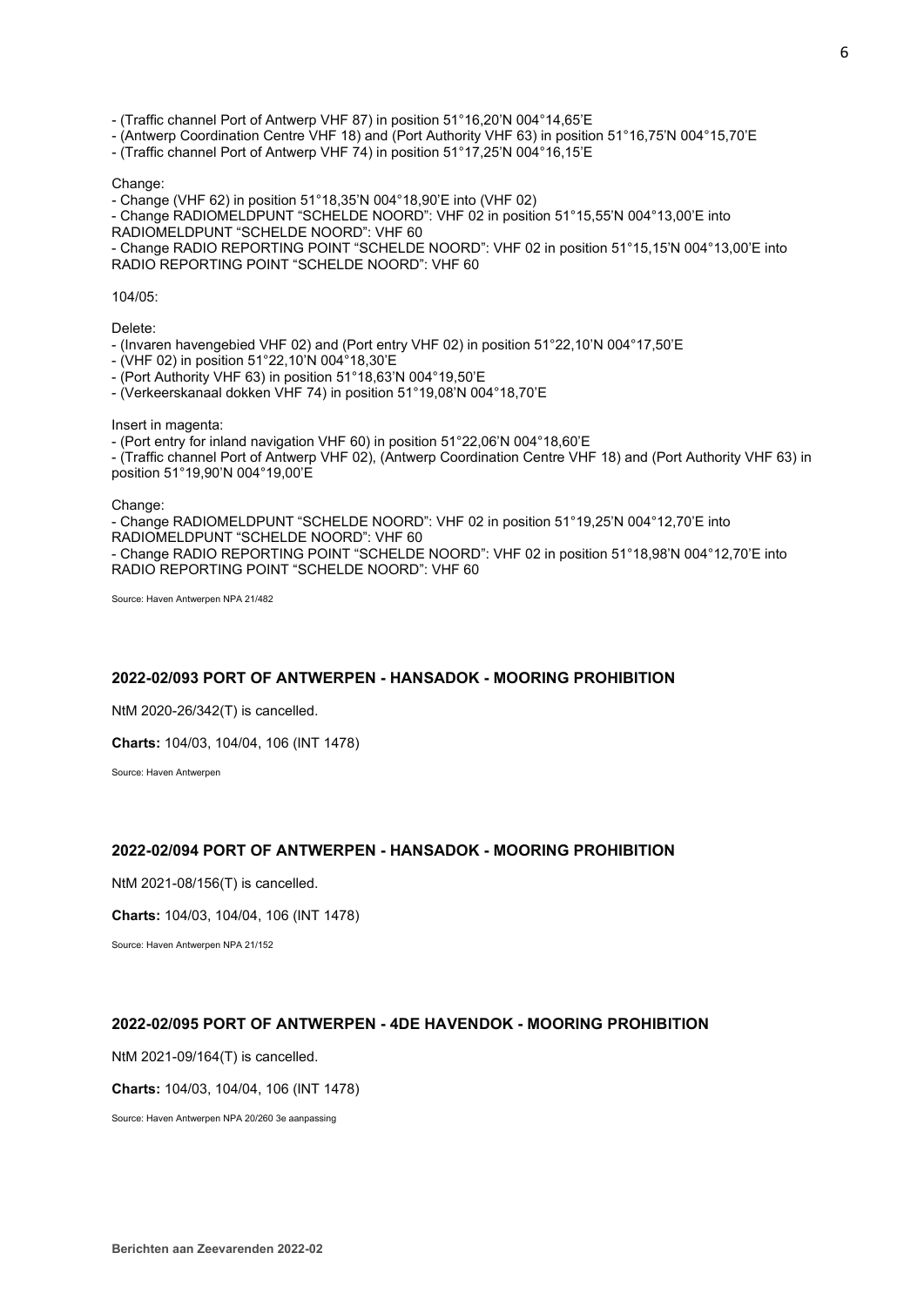- (Traffic channel Port of Antwerp VHF 87) in position 51°16,20'N 004°14,65'E
- (Antwerp Coordination Centre VHF 18) and (Port Authority VHF 63) in position 51°16,75'N 004°15,70'E
- (Traffic channel Port of Antwerp VHF 74) in position 51°17,25'N 004°16,15'E

Change:

- Change (VHF 62) in position 51°18,35'N 004°18,90'E into (VHF 02)
- Change RADIOMELDPUNT "SCHELDE NOORD": VHF 02 in position 51°15,55'N 004°13,00'E into RADIOMELDPUNT "SCHELDE NOORD": VHF 60
- Change RADIO REPORTING POINT "SCHELDE NOORD": VHF 02 in position 51°15,15'N 004°13,00'E into RADIO REPORTING POINT "SCHELDE NOORD": VHF 60

104/05:

Delete:

- (Invaren havengebied VHF 02) and (Port entry VHF 02) in position 51°22,10'N 004°17,50'E
- (VHF 02) in position 51°22,10'N 004°18,30'E
- (Port Authority VHF 63) in position 51°18,63'N 004°19,50'E
- (Verkeerskanaal dokken VHF 74) in position 51°19,08'N 004°18,70'E

Insert in magenta:

- (Port entry for inland navigation VHF 60) in position 51°22,06'N 004°18,60'E
- (Traffic channel Port of Antwerp VHF 02), (Antwerp Coordination Centre VHF 18) and (Port Authority VHF 63) in position 51°19,90'N 004°19,00'E

Change:

- Change RADIOMELDPUNT "SCHELDE NOORD": VHF 02 in position 51°19,25'N 004°12,70'E into RADIOMELDPUNT "SCHELDE NOORD": VHF 60
- Change RADIO REPORTING POINT "SCHELDE NOORD": VHF 02 in position 51°18,98'N 004°12,70'E into RADIO REPORTING POINT "SCHELDE NOORD": VHF 60

Source: Haven Antwerpen NPA 21/482

## 2022-02/093 PORT OF ANTWERPEN - HANSADOK - MOORING PROHIBITION

NtM 2020-26/342(T) is cancelled.

**Charts:** 104/03, 104/04, 106 (INT 1478)

Source: Haven Antwerpen

## 2022-02/094 PORT OF ANTWERPEN - HANSADOK - MOORING PROHIBITION

NtM 2021-08/156(T) is cancelled.

**Charts:** 104/03, 104/04, 106 (INT 1478)

Source: Haven Antwerpen NPA 21/152

## 2022-02/095 PORT OF ANTWERPEN - 4DE HAVENDOK - MOORING PROHIBITION

NtM 2021-09/164(T) is cancelled.

**Charts:** 104/03, 104/04, 106 (INT 1478)

Source: Haven Antwerpen NPA 20/260 3e aanpassing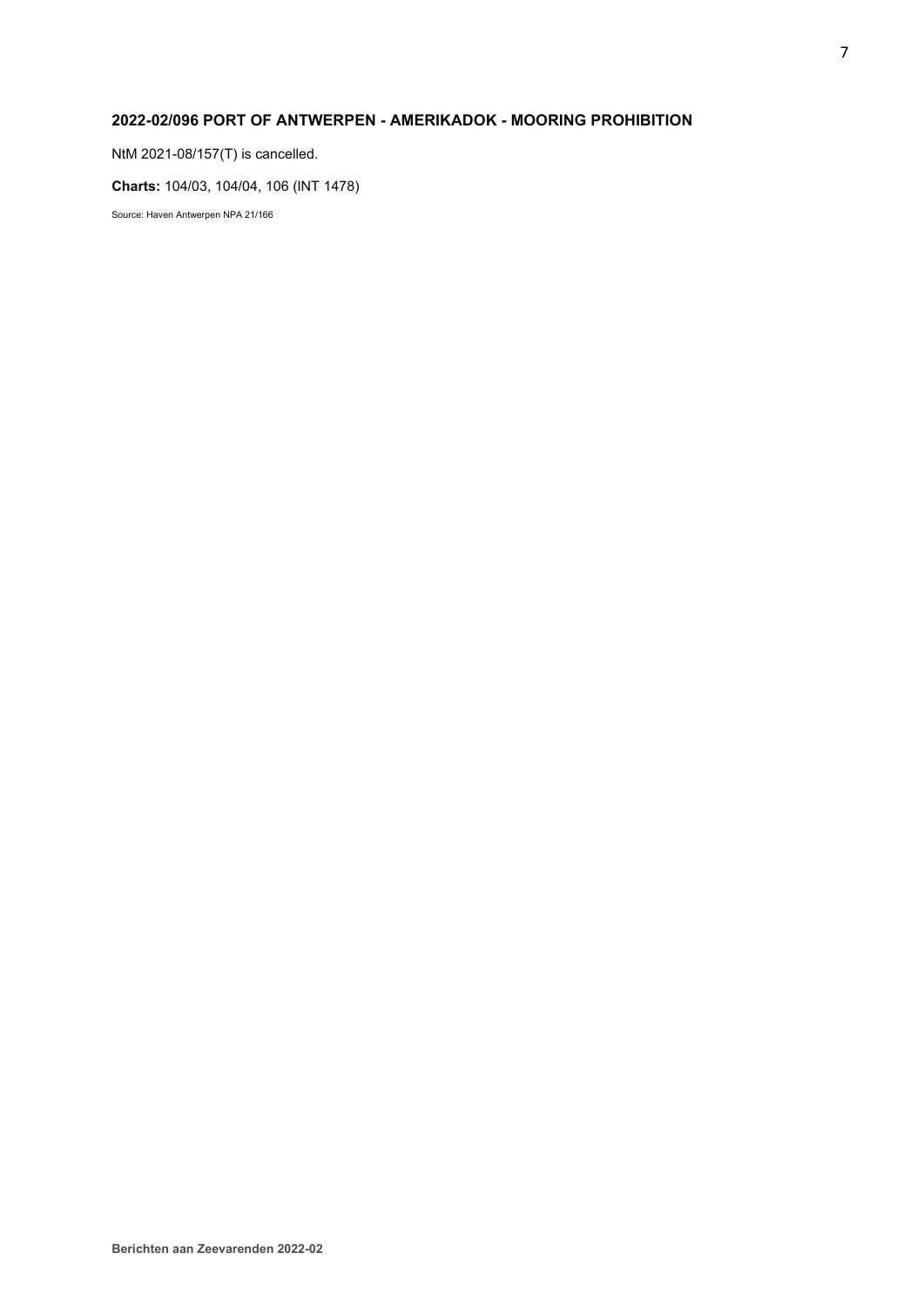### 2022-02/096 PORT OF ANTWERPEN - AMERIKADOK - MOORING PROHIBITION

NtM 2021-08/157(T) is cancelled.

**Charts:** 104/03, 104/04, 106 (INT 1478)

Source: Haven Antwerpen NPA 21/166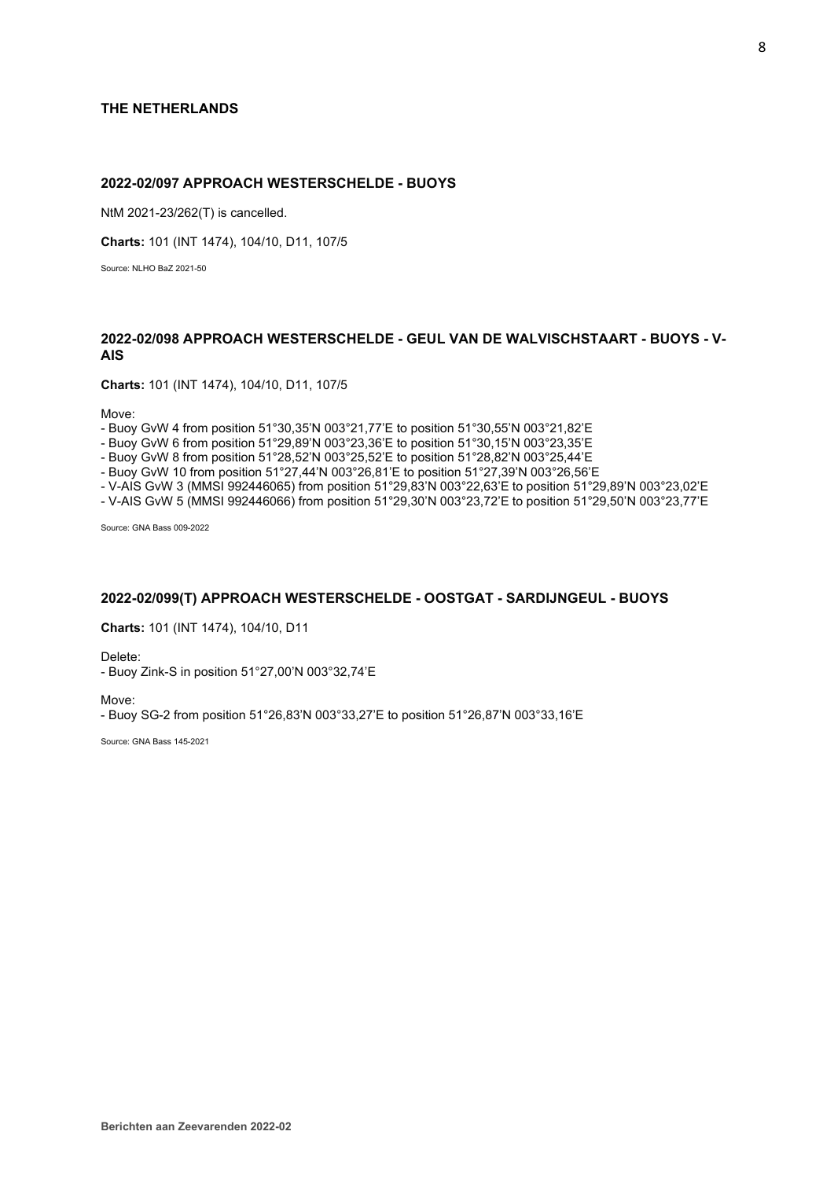## THE NETHERLANDS

### 2022-02/097 APPROACH WESTERSCHELDE - BUOYS

NtM 2021-23/262(T) is cancelled.

**Charts:** 101 (INT 1474), 104/10, D11, 107/5

Source: NLHO BaZ 2021-50

### 2022-02/098 APPROACH WESTERSCHELDE - GEUL VAN DE WALVISCHSTAART - BUOYS - V-AIS

**Charts:** 101 (INT 1474), 104/10, D11, 107/5

Move:

- Buoy GvW 4 from position 51°30,35'N 003°21,77'E to position 51°30,55'N 003°21,82'E
- Buoy GvW 6 from position 51°29,89'N 003°23,36'E to position 51°30,15'N 003°23,35'E
- Buoy GvW 8 from position 51°28,52'N 003°25,52'E to position 51°28,82'N 003°25,44'E
- Buoy GvW 10 from position 51°27,44'N 003°26,81'E to position 51°27,39'N 003°26,56'E
- V-AIS GvW 3 (MMSI 992446065) from position 51°29,83'N 003°22,63'E to position 51°29,89'N 003°23,02'E
- V-AIS GvW 5 (MMSI 992446066) from position 51°29,30'N 003°23,72'E to position 51°29,50'N 003°23,77'E

Source: GNA Bass 009-2022

### 2022-02/099(T) APPROACH WESTERSCHELDE - OOSTGAT - SARDIJNGEUL - BUOYS

**Charts:** 101 (INT 1474), 104/10, D11

Delete:

- Buoy Zink-S in position 51°27,00'N 003°32,74'E

Move:

- Buoy SG-2 from position 51°26,83'N 003°33,27'E to position 51°26,87'N 003°33,16'E

Source: GNA Bass 145-2021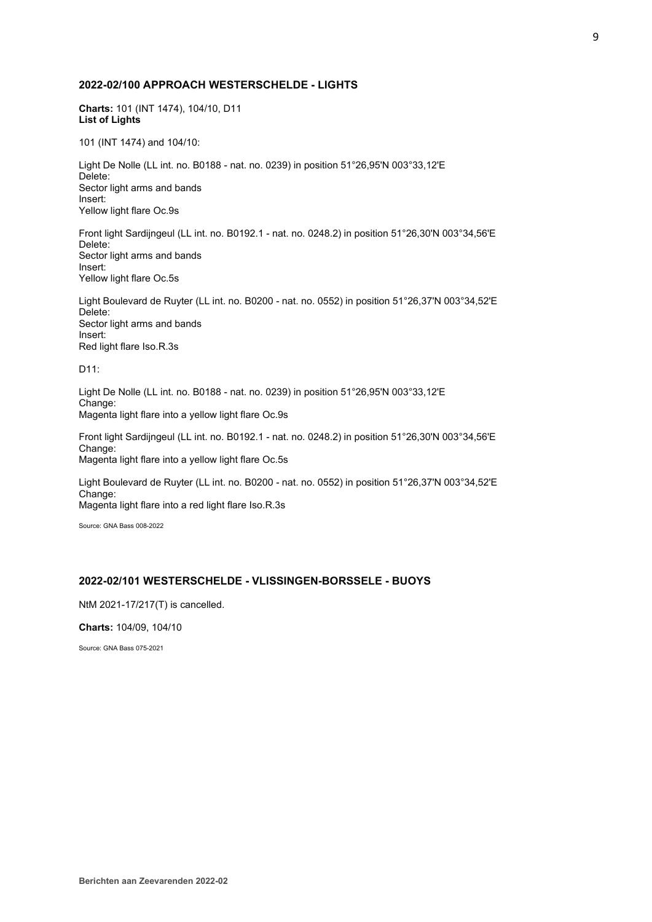## 2022-02/100 APPROACH WESTERSCHELDE - LIGHTS

**Charts:** 101 (INT 1474), 104/10, D11
**List of Lights**

101 (INT 1474) and 104/10:

Light De Nolle (LL int. no. B0188 - nat. no. 0239) in position 51°26,95'N 003°33,12'E
Delete:
Sector light arms and bands
Insert:
Yellow light flare Oc.9s

Front light Sardijngeul (LL int. no. B0192.1 - nat. no. 0248.2) in position 51°26,30'N 003°34,56'E
Delete:
Sector light arms and bands
Insert:
Yellow light flare Oc.5s

Light Boulevard de Ruyter (LL int. no. B0200 - nat. no. 0552) in position 51°26,37'N 003°34,52'E
Delete:
Sector light arms and bands
Insert:
Red light flare Iso.R.3s

D11:

Light De Nolle (LL int. no. B0188 - nat. no. 0239) in position 51°26,95'N 003°33,12'E
Change:
Magenta light flare into a yellow light flare Oc.9s

Front light Sardijngeul (LL int. no. B0192.1 - nat. no. 0248.2) in position 51°26,30'N 003°34,56'E
Change:
Magenta light flare into a yellow light flare Oc.5s

Light Boulevard de Ruyter (LL int. no. B0200 - nat. no. 0552) in position 51°26,37'N 003°34,52'E
Change:
Magenta light flare into a red light flare Iso.R.3s

Source: GNA Bass 008-2022

## 2022-02/101 WESTERSCHELDE - VLISSINGEN-BORSSELE - BUOYS

NtM 2021-17/217(T) is cancelled.

**Charts:** 104/09, 104/10

Source: GNA Bass 075-2021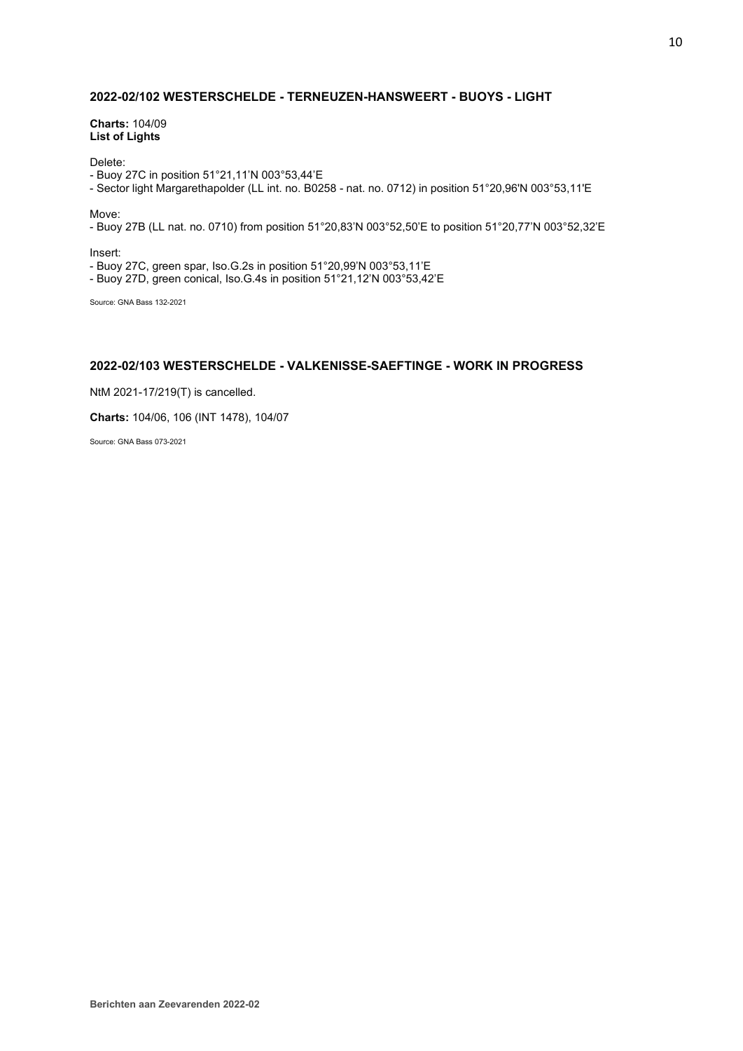## 2022-02/102 WESTERSCHELDE - TERNEUZEN-HANSWEERT - BUOYS - LIGHT

**Charts:** 104/09
**List of Lights**

Delete:
- Buoy 27C in position 51°21,11'N 003°53,44'E
- Sector light Margarethapolder (LL int. no. B0258 - nat. no. 0712) in position 51°20,96'N 003°53,11'E

Move:
- Buoy 27B (LL nat. no. 0710) from position 51°20,83'N 003°52,50'E to position 51°20,77'N 003°52,32'E

Insert:
- Buoy 27C, green spar, Iso.G.2s in position 51°20,99'N 003°53,11'E
- Buoy 27D, green conical, Iso.G.4s in position 51°21,12'N 003°53,42'E

Source: GNA Bass 132-2021

## 2022-02/103 WESTERSCHELDE - VALKENISSE-SAEFTINGE - WORK IN PROGRESS

NtM 2021-17/219(T) is cancelled.

**Charts:** 104/06, 106 (INT 1478), 104/07

Source: GNA Bass 073-2021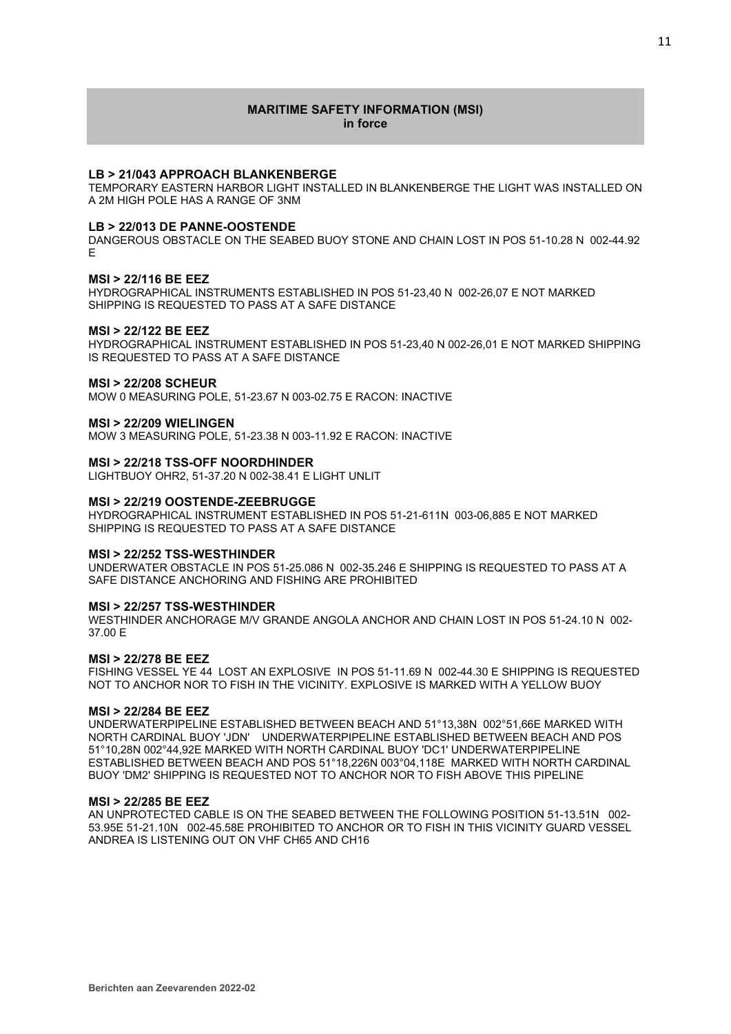## MARITIME SAFETY INFORMATION (MSI)
**in force**

**LB > 21/043 APPROACH BLANKENBERGE**
TEMPORARY EASTERN HARBOR LIGHT INSTALLED IN BLANKENBERGE THE LIGHT WAS INSTALLED ON A 2M HIGH POLE HAS A RANGE OF 3NM

**LB > 22/013 DE PANNE-OOSTENDE**
DANGEROUS OBSTACLE ON THE SEABED BUOY STONE AND CHAIN LOST IN POS 51-10.28 N 002-44.92 E

**MSI > 22/116 BE EEZ**
HYDROGRAPHICAL INSTRUMENTS ESTABLISHED IN POS 51-23,40 N 002-26,07 E NOT MARKED SHIPPING IS REQUESTED TO PASS AT A SAFE DISTANCE

**MSI > 22/122 BE EEZ**
HYDROGRAPHICAL INSTRUMENT ESTABLISHED IN POS 51-23,40 N 002-26,01 E NOT MARKED SHIPPING IS REQUESTED TO PASS AT A SAFE DISTANCE

**MSI > 22/208 SCHEUR**
MOW 0 MEASURING POLE, 51-23.67 N 003-02.75 E RACON: INACTIVE

**MSI > 22/209 WIELINGEN**
MOW 3 MEASURING POLE, 51-23.38 N 003-11.92 E RACON: INACTIVE

**MSI > 22/218 TSS-OFF NOORDHINDER**
LIGHTBUOY OHR2, 51-37.20 N 002-38.41 E LIGHT UNLIT

**MSI > 22/219 OOSTENDE-ZEEBRUGGE**
HYDROGRAPHICAL INSTRUMENT ESTABLISHED IN POS 51-21-611N 003-06,885 E NOT MARKED SHIPPING IS REQUESTED TO PASS AT A SAFE DISTANCE

**MSI > 22/252 TSS-WESTHINDER**
UNDERWATER OBSTACLE IN POS 51-25.086 N 002-35.246 E SHIPPING IS REQUESTED TO PASS AT A SAFE DISTANCE ANCHORING AND FISHING ARE PROHIBITED

**MSI > 22/257 TSS-WESTHINDER**
WESTHINDER ANCHORAGE M/V GRANDE ANGOLA ANCHOR AND CHAIN LOST IN POS 51-24.10 N 002-37.00 E

**MSI > 22/278 BE EEZ**
FISHING VESSEL YE 44 LOST AN EXPLOSIVE IN POS 51-11.69 N 002-44.30 E SHIPPING IS REQUESTED NOT TO ANCHOR NOR TO FISH IN THE VICINITY. EXPLOSIVE IS MARKED WITH A YELLOW BUOY

**MSI > 22/284 BE EEZ**
UNDERWATERPIPELINE ESTABLISHED BETWEEN BEACH AND 51°13,38N 002°51,66E MARKED WITH NORTH CARDINAL BUOY 'JDN' UNDERWATERPIPELINE ESTABLISHED BETWEEN BEACH AND POS 51°10,28N 002°44,92E MARKED WITH NORTH CARDINAL BUOY 'DC1' UNDERWATERPIPELINE ESTABLISHED BETWEEN BEACH AND POS 51°18,226N 003°04,118E MARKED WITH NORTH CARDINAL BUOY 'DM2' SHIPPING IS REQUESTED NOT TO ANCHOR NOR TO FISH ABOVE THIS PIPELINE

**MSI > 22/285 BE EEZ**
AN UNPROTECTED CABLE IS ON THE SEABED BETWEEN THE FOLLOWING POSITION 51-13.51N 002-53.95E 51-21.10N 002-45.58E PROHIBITED TO ANCHOR OR TO FISH IN THIS VICINITY GUARD VESSEL ANDREA IS LISTENING OUT ON VHF CH65 AND CH16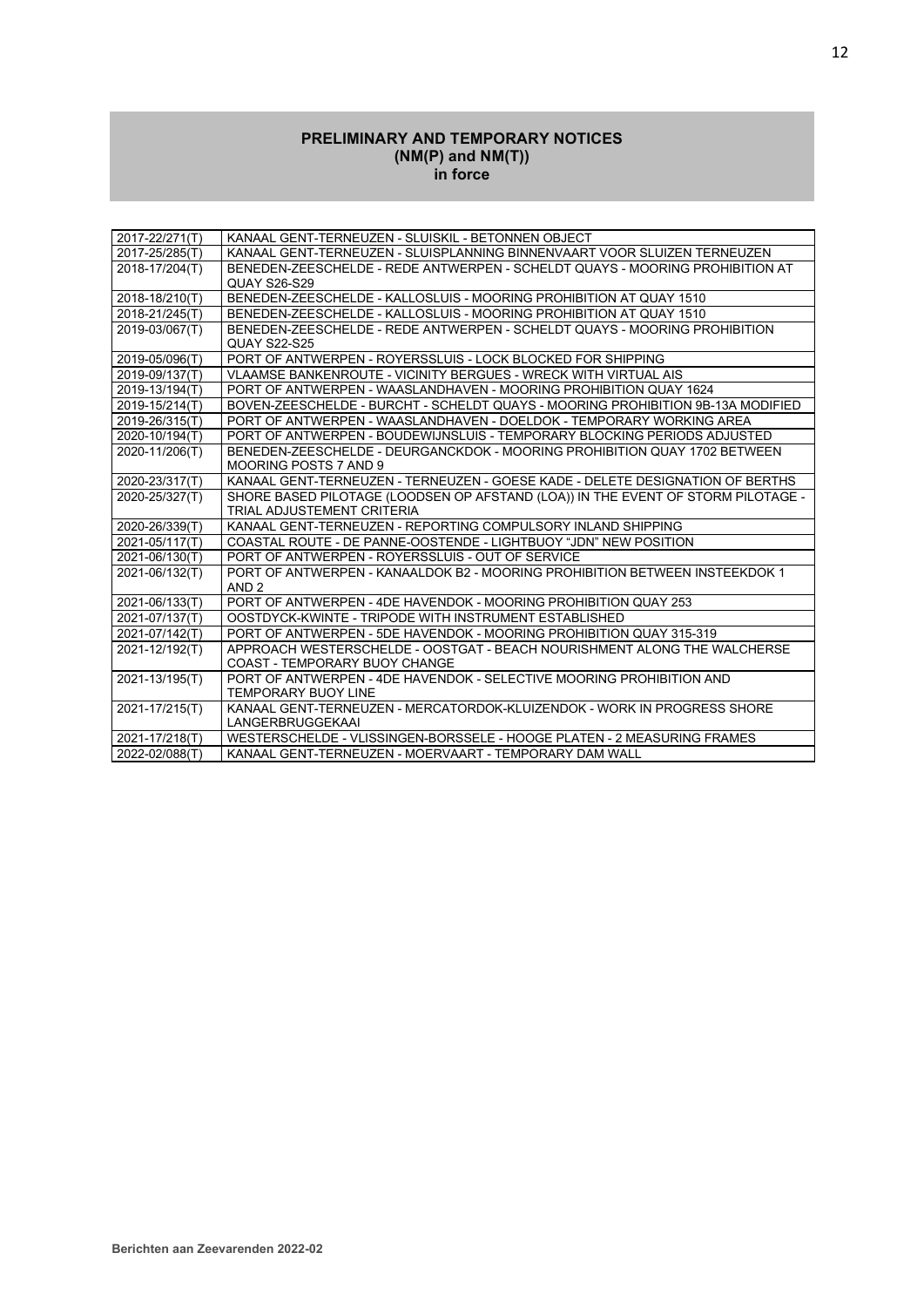## PRELIMINARY AND TEMPORARY NOTICES (NM(P) and NM(T)) in force

| | |
|---|---|
| 2017-22/271(T) | KANAAL GENT-TERNEUZEN - SLUISKIL - BETONNEN OBJECT |
| 2017-25/285(T) | KANAAL GENT-TERNEUZEN - SLUISPLANNING BINNENVAART VOOR SLUIZEN TERNEUZEN |
| 2018-17/204(T) | BENEDEN-ZEESCHELDE - REDE ANTWERPEN - SCHELDT QUAYS - MOORING PROHIBITION AT QUAY S26-S29 |
| 2018-18/210(T) | BENEDEN-ZEESCHELDE - KALLOSLUIS - MOORING PROHIBITION AT QUAY 1510 |
| 2018-21/245(T) | BENEDEN-ZEESCHELDE - KALLOSLUIS - MOORING PROHIBITION AT QUAY 1510 |
| 2019-03/067(T) | BENEDEN-ZEESCHELDE - REDE ANTWERPEN - SCHELDT QUAYS - MOORING PROHIBITION QUAY S22-S25 |
| 2019-05/096(T) | PORT OF ANTWERPEN - ROYERSSLUIS - LOCK BLOCKED FOR SHIPPING |
| 2019-09/137(T) | VLAAMSE BANKENROUTE - VICINITY BERGUES - WRECK WITH VIRTUAL AIS |
| 2019-13/194(T) | PORT OF ANTWERPEN - WAASLANDHAVEN - MOORING PROHIBITION QUAY 1624 |
| 2019-15/214(T) | BOVEN-ZEESCHELDE - BURCHT - SCHELDT QUAYS - MOORING PROHIBITION 9B-13A MODIFIED |
| 2019-26/315(T) | PORT OF ANTWERPEN - WAASLANDHAVEN - DOELDOK - TEMPORARY WORKING AREA |
| 2020-10/194(T) | PORT OF ANTWERPEN - BOUDEWIJNSLUIS - TEMPORARY BLOCKING PERIODS ADJUSTED |
| 2020-11/206(T) | BENEDEN-ZEESCHELDE - DEURGANCKDOK - MOORING PROHIBITION QUAY 1702 BETWEEN MOORING POSTS 7 AND 9 |
| 2020-23/317(T) | KANAAL GENT-TERNEUZEN - TERNEUZEN - GOESE KADE - DELETE DESIGNATION OF BERTHS |
| 2020-25/327(T) | SHORE BASED PILOTAGE (LOODSEN OP AFSTAND (LOA)) IN THE EVENT OF STORM PILOTAGE - TRIAL ADJUSTEMENT CRITERIA |
| 2020-26/339(T) | KANAAL GENT-TERNEUZEN - REPORTING COMPULSORY INLAND SHIPPING |
| 2021-05/117(T) | COASTAL ROUTE - DE PANNE-OOSTENDE - LIGHTBUOY "JDN" NEW POSITION |
| 2021-06/130(T) | PORT OF ANTWERPEN - ROYERSSLUIS - OUT OF SERVICE |
| 2021-06/132(T) | PORT OF ANTWERPEN - KANAALDOK B2 - MOORING PROHIBITION BETWEEN INSTEEKDOK 1 AND 2 |
| 2021-06/133(T) | PORT OF ANTWERPEN - 4DE HAVENDOK - MOORING PROHIBITION QUAY 253 |
| 2021-07/137(T) | OOSTDYCK-KWINTE - TRIPODE WITH INSTRUMENT ESTABLISHED |
| 2021-07/142(T) | PORT OF ANTWERPEN - 5DE HAVENDOK - MOORING PROHIBITION QUAY 315-319 |
| 2021-12/192(T) | APPROACH WESTERSCHELDE - OOSTGAT - BEACH NOURISHMENT ALONG THE WALCHERSE COAST - TEMPORARY BUOY CHANGE |
| 2021-13/195(T) | PORT OF ANTWERPEN - 4DE HAVENDOK - SELECTIVE MOORING PROHIBITION AND TEMPORARY BUOY LINE |
| 2021-17/215(T) | KANAAL GENT-TERNEUZEN - MERCATORDOK-KLUIZENDOK - WORK IN PROGRESS SHORE LANGERBRUGGEKAAI |
| 2021-17/218(T) | WESTERSCHELDE - VLISSINGEN-BORSSELE - HOOGE PLATEN - 2 MEASURING FRAMES |
| 2022-02/088(T) | KANAAL GENT-TERNEUZEN - MOERVAART - TEMPORARY DAM WALL |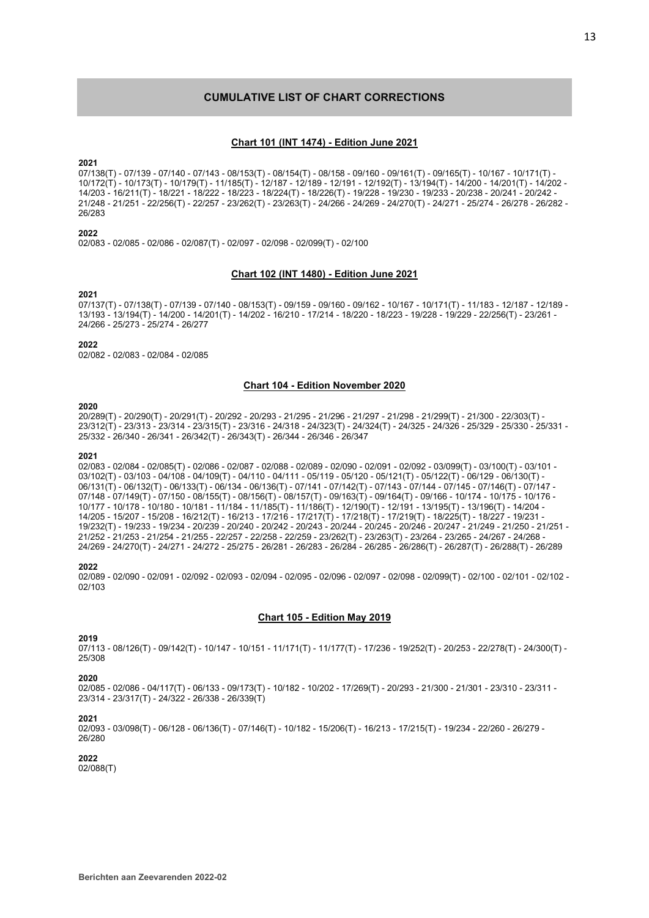# CUMULATIVE LIST OF CHART CORRECTIONS

## Chart 101 (INT 1474) - Edition June 2021

**2021**

07/138(T) - 07/139 - 07/140 - 07/143 - 08/153(T) - 08/154(T) - 08/158 - 09/160 - 09/161(T) - 09/165(T) - 10/167 - 10/171(T) - 10/172(T) - 10/173(T) - 10/179(T) - 11/185(T) - 12/187 - 12/189 - 12/191 - 12/192(T) - 13/194(T) - 14/200 - 14/201(T) - 14/202 - 14/203 - 16/211(T) - 18/221 - 18/222 - 18/223 - 18/224(T) - 18/226(T) - 19/228 - 19/230 - 19/233 - 20/238 - 20/241 - 20/242 - 21/248 - 21/251 - 22/256(T) - 22/257 - 23/262(T) - 23/263(T) - 24/266 - 24/269 - 24/270(T) - 24/271 - 25/274 - 26/278 - 26/282 - 26/283

**2022**

02/083 - 02/085 - 02/086 - 02/087(T) - 02/097 - 02/098 - 02/099(T) - 02/100

## Chart 102 (INT 1480) - Edition June 2021

**2021**

07/137(T) - 07/138(T) - 07/139 - 07/140 - 08/153(T) - 09/159 - 09/160 - 09/162 - 10/167 - 10/171(T) - 11/183 - 12/187 - 12/189 - 13/193 - 13/194(T) - 14/200 - 14/201(T) - 14/202 - 16/210 - 17/214 - 18/220 - 18/223 - 19/228 - 19/229 - 22/256(T) - 23/261 - 24/266 - 25/273 - 25/274 - 26/277

**2022**

02/082 - 02/083 - 02/084 - 02/085

## Chart 104 - Edition November 2020

**2020**

20/289(T) - 20/290(T) - 20/291(T) - 20/292 - 20/293 - 21/295 - 21/296 - 21/297 - 21/298 - 21/299(T) - 21/300 - 22/303(T) - 23/312(T) - 23/313 - 23/314 - 23/315(T) - 23/316 - 24/318 - 24/323(T) - 24/324(T) - 24/325 - 24/326 - 25/329 - 25/330 - 25/331 - 25/332 - 26/340 - 26/341 - 26/342(T) - 26/343(T) - 26/344 - 26/346 - 26/347

**2021**

02/083 - 02/084 - 02/085(T) - 02/086 - 02/087 - 02/088 - 02/089 - 02/090 - 02/091 - 02/092 - 03/099(T) - 03/100(T) - 03/101 - 03/102(T) - 03/103 - 04/108 - 04/109(T) - 04/110 - 04/111 - 05/119 - 05/120 - 05/121(T) - 05/122(T) - 06/129 - 06/130(T) - 06/131(T) - 06/132(T) - 06/133(T) - 06/134 - 06/136(T) - 07/141 - 07/142(T) - 07/143 - 07/144 - 07/145 - 07/146(T) - 07/147 - 07/148 - 07/149(T) - 07/150 - 08/155(T) - 08/156(T) - 08/157(T) - 09/163(T) - 09/164(T) - 09/166 - 10/174 - 10/175 - 10/176 - 10/177 - 10/178 - 10/180 - 10/181 - 11/184 - 11/185(T) - 11/186(T) - 12/190(T) - 12/191 - 13/195(T) - 13/196(T) - 14/204 - 14/205 - 15/207 - 15/208 - 16/212(T) - 16/213 - 17/216 - 17/217(T) - 17/218(T) - 17/219(T) - 18/225(T) - 18/227 - 19/231 - 19/232(T) - 19/233 - 19/234 - 20/239 - 20/240 - 20/242 - 20/243 - 20/244 - 20/245 - 20/246 - 20/247 - 21/249 - 21/250 - 21/251 - 21/252 - 21/253 - 21/254 - 21/255 - 22/257 - 22/258 - 22/259 - 23/262(T) - 23/263(T) - 23/264 - 23/265 - 24/267 - 24/268 - 24/269 - 24/270(T) - 24/271 - 24/272 - 25/275 - 26/281 - 26/283 - 26/284 - 26/285 - 26/286(T) - 26/287(T) - 26/288(T) - 26/289

**2022**

02/089 - 02/090 - 02/091 - 02/092 - 02/093 - 02/094 - 02/095 - 02/096 - 02/097 - 02/098 - 02/099(T) - 02/100 - 02/101 - 02/102 - 02/103

## Chart 105 - Edition May 2019

**2019**

07/113 - 08/126(T) - 09/142(T) - 10/147 - 10/151 - 11/171(T) - 11/177(T) - 17/236 - 19/252(T) - 20/253 - 22/278(T) - 24/300(T) - 25/308

**2020**

02/085 - 02/086 - 04/117(T) - 06/133 - 09/173(T) - 10/182 - 10/202 - 17/269(T) - 20/293 - 21/300 - 21/301 - 23/310 - 23/311 - 23/314 - 23/317(T) - 24/322 - 26/338 - 26/339(T)

**2021**

02/093 - 03/098(T) - 06/128 - 06/136(T) - 07/146(T) - 10/182 - 15/206(T) - 16/213 - 17/215(T) - 19/234 - 22/260 - 26/279 - 26/280

**2022**

02/088(T)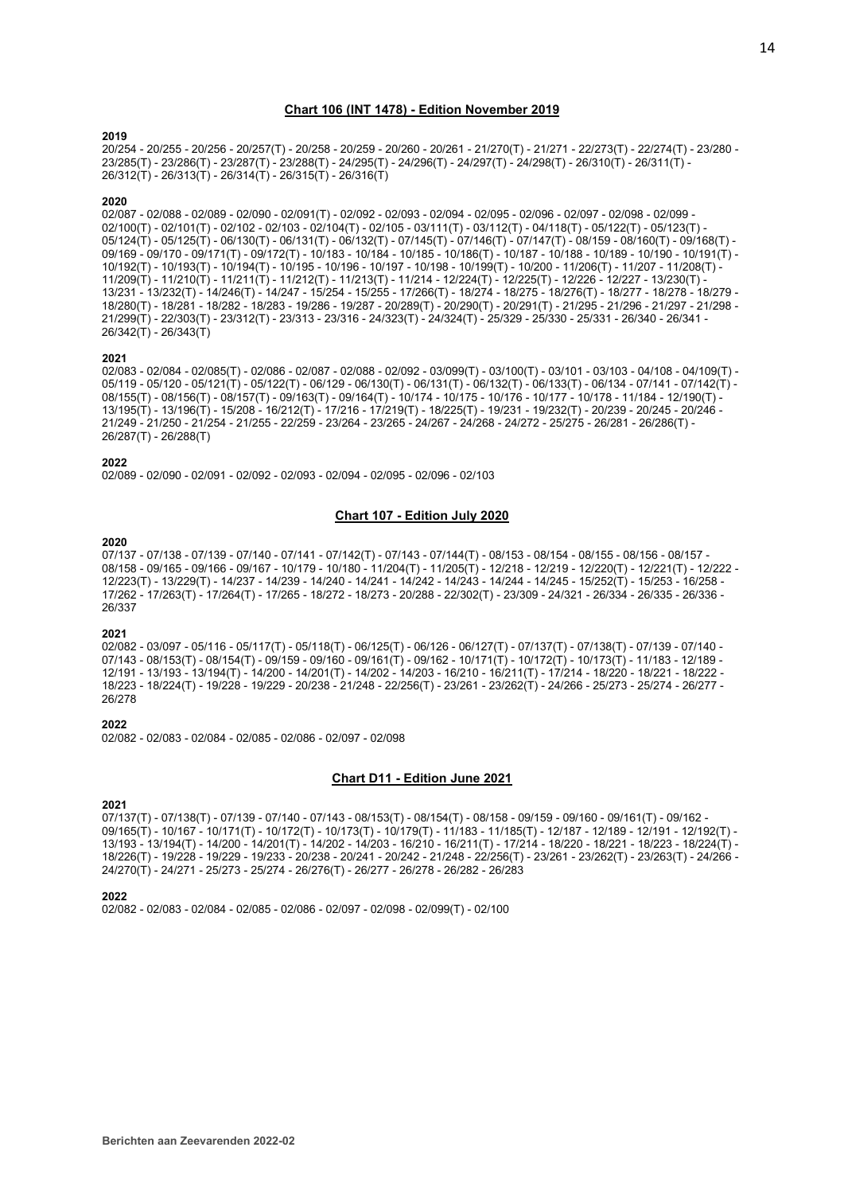## Chart 106 (INT 1478) - Edition November 2019

**2019**

20/254 - 20/255 - 20/256 - 20/257(T) - 20/258 - 20/259 - 20/260 - 20/261 - 21/270(T) - 21/271 - 22/273(T) - 22/274(T) - 23/280 - 23/285(T) - 23/286(T) - 23/287(T) - 23/288(T) - 24/295(T) - 24/296(T) - 24/297(T) - 24/298(T) - 26/310(T) - 26/311(T) - 26/312(T) - 26/313(T) - 26/314(T) - 26/315(T) - 26/316(T)

**2020**

02/087 - 02/088 - 02/089 - 02/090 - 02/091(T) - 02/092 - 02/093 - 02/094 - 02/095 - 02/096 - 02/097 - 02/098 - 02/099 - 02/100(T) - 02/101(T) - 02/102 - 02/103 - 02/104(T) - 02/105 - 03/111(T) - 03/112(T) - 04/118(T) - 05/122(T) - 05/123(T) - 05/124(T) - 05/125(T) - 06/130(T) - 06/131(T) - 06/132(T) - 07/145(T) - 07/146(T) - 07/147(T) - 08/159 - 08/160(T) - 09/168(T) - 09/169 - 09/170 - 09/171(T) - 09/172(T) - 10/183 - 10/184 - 10/185 - 10/186(T) - 10/187 - 10/188 - 10/189 - 10/190 - 10/191(T) - 10/192(T) - 10/193(T) - 10/194(T) - 10/195 - 10/196 - 10/197 - 10/198 - 10/199(T) - 10/200 - 11/206(T) - 11/207 - 11/208(T) - 11/209(T) - 11/210(T) - 11/211(T) - 11/212(T) - 11/213(T) - 11/214 - 12/224(T) - 12/225(T) - 12/226 - 12/227 - 13/230(T) - 13/231 - 13/232(T) - 14/246(T) - 14/247 - 15/254 - 15/255 - 17/266(T) - 18/274 - 18/275 - 18/276(T) - 18/277 - 18/278 - 18/279 - 18/280(T) - 18/281 - 18/282 - 18/283 - 19/286 - 19/287 - 20/289(T) - 20/290(T) - 20/291(T) - 21/295 - 21/296 - 21/297 - 21/298 - 21/299(T) - 22/303(T) - 23/312(T) - 23/313 - 23/316 - 24/323(T) - 24/324(T) - 25/329 - 25/330 - 25/331 - 26/340 - 26/341 - 26/342(T) - 26/343(T)

**2021**

02/083 - 02/084 - 02/085(T) - 02/086 - 02/087 - 02/088 - 02/092 - 03/099(T) - 03/100(T) - 03/101 - 03/103 - 04/108 - 04/109(T) - 05/119 - 05/120 - 05/121(T) - 05/122(T) - 06/129 - 06/130(T) - 06/131(T) - 06/132(T) - 06/133(T) - 06/134 - 07/141 - 07/142(T) - 08/155(T) - 08/156(T) - 08/157(T) - 09/163(T) - 09/164(T) - 10/174 - 10/175 - 10/176 - 10/177 - 10/178 - 11/184 - 12/190(T) - 13/195(T) - 13/196(T) - 15/208 - 16/212(T) - 17/216 - 17/219(T) - 18/225(T) - 19/231 - 19/232(T) - 20/239 - 20/245 - 20/246 - 21/249 - 21/250 - 21/254 - 21/255 - 22/259 - 23/264 - 23/265 - 24/267 - 24/268 - 24/272 - 25/275 - 26/281 - 26/286(T) - 26/287(T) - 26/288(T)

**2022**

02/089 - 02/090 - 02/091 - 02/092 - 02/093 - 02/094 - 02/095 - 02/096 - 02/103

## Chart 107 - Edition July 2020

**2020**

07/137 - 07/138 - 07/139 - 07/140 - 07/141 - 07/142(T) - 07/143 - 07/144(T) - 08/153 - 08/154 - 08/155 - 08/156 - 08/157 - 08/158 - 09/165 - 09/166 - 09/167 - 10/179 - 10/180 - 11/204(T) - 11/205(T) - 12/218 - 12/219 - 12/220(T) - 12/221(T) - 12/222 - 12/223(T) - 13/229(T) - 14/237 - 14/239 - 14/240 - 14/241 - 14/242 - 14/243 - 14/244 - 14/245 - 15/252(T) - 15/253 - 16/258 - 17/262 - 17/263(T) - 17/264(T) - 17/265 - 18/272 - 18/273 - 20/288 - 22/302(T) - 23/309 - 24/321 - 26/334 - 26/335 - 26/336 - 26/337

**2021**

02/082 - 03/097 - 05/116 - 05/117(T) - 05/118(T) - 06/125(T) - 06/126 - 06/127(T) - 07/137(T) - 07/138(T) - 07/139 - 07/140 - 07/143 - 08/153(T) - 08/154(T) - 09/159 - 09/160 - 09/161(T) - 09/162 - 10/171(T) - 10/172(T) - 10/173(T) - 11/183 - 12/189 - 12/191 - 13/193 - 13/194(T) - 14/200 - 14/201(T) - 14/202 - 14/203 - 16/210 - 16/211(T) - 17/214 - 18/220 - 18/221 - 18/222 - 18/223 - 18/224(T) - 19/228 - 19/229 - 20/238 - 21/248 - 22/256(T) - 23/261 - 23/262(T) - 24/266 - 25/273 - 25/274 - 26/277 - 26/278

**2022**

02/082 - 02/083 - 02/084 - 02/085 - 02/086 - 02/097 - 02/098

## Chart D11 - Edition June 2021

**2021**

07/137(T) - 07/138(T) - 07/139 - 07/140 - 07/143 - 08/153(T) - 08/154(T) - 08/158 - 09/159 - 09/160 - 09/161(T) - 09/162 - 09/165(T) - 10/167 - 10/171(T) - 10/172(T) - 10/173(T) - 10/179(T) - 11/183 - 11/185(T) - 12/187 - 12/189 - 12/191 - 12/192(T) - 13/193 - 13/194(T) - 14/200 - 14/201(T) - 14/202 - 14/203 - 16/210 - 16/211(T) - 17/214 - 18/220 - 18/221 - 18/223 - 18/224(T) - 18/226(T) - 19/228 - 19/229 - 19/233 - 20/238 - 20/241 - 20/242 - 21/248 - 22/256(T) - 23/261 - 23/262(T) - 23/263(T) - 24/266 - 24/270(T) - 24/271 - 25/273 - 25/274 - 26/276(T) - 26/277 - 26/278 - 26/282 - 26/283

**2022**

02/082 - 02/083 - 02/084 - 02/085 - 02/086 - 02/097 - 02/098 - 02/099(T) - 02/100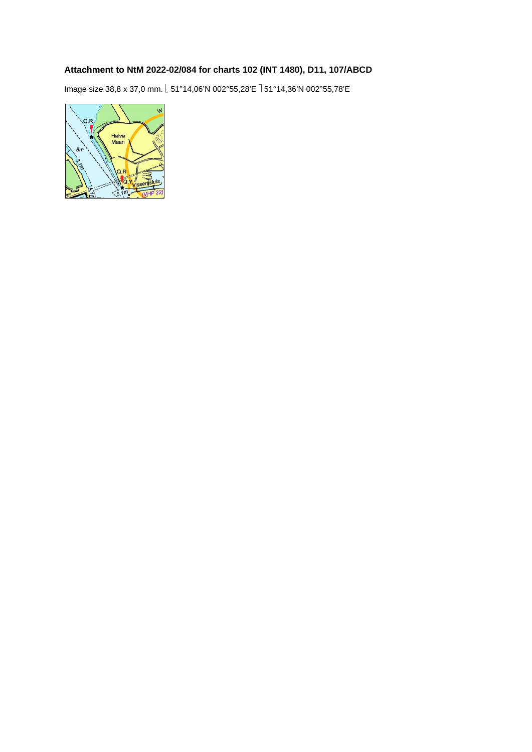**Attachment to NtM 2022-02/084 for charts 102 (INT 1480), D11, 107/ABCD**

Image size 38,8 x 37,0 mm. ⌊ 51°14,06'N 002°55,28'E ⌉ 51°14,36'N 002°55,78'E